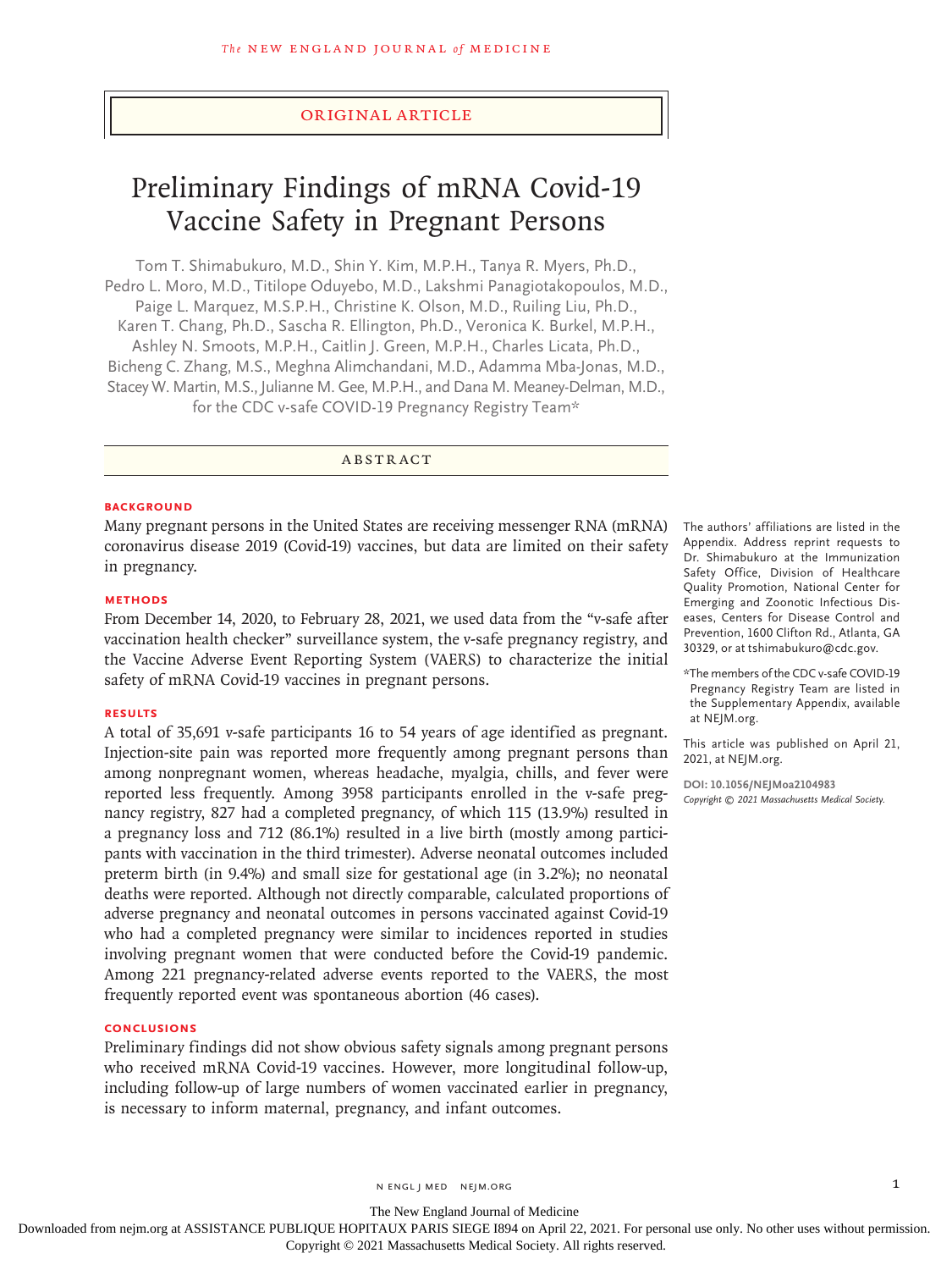ORIGINAL ARTICLE

# Preliminary Findings of mRNA Covid-19 Vaccine Safety in Pregnant Persons

Tom T. Shimabukuro, M.D., Shin Y. Kim, M.P.H., Tanya R. Myers, Ph.D., Pedro L. Moro, M.D., Titilope Oduyebo, M.D., Lakshmi Panagiotakopoulos, M.D., Paige L. Marquez, M.S.P.H., Christine K. Olson, M.D., Ruiling Liu, Ph.D., Karen T. Chang, Ph.D., Sascha R. Ellington, Ph.D., Veronica K. Burkel, M.P.H., Ashley N. Smoots, M.P.H., Caitlin J. Green, M.P.H., Charles Licata, Ph.D., Bicheng C. Zhang, M.S., Meghna Alimchandani, M.D., Adamma Mba-Jonas, M.D., Stacey W. Martin, M.S., Julianne M. Gee, M.P.H., and Dana M. Meaney-Delman, M.D., for the CDC v-safe COVID-19 Pregnancy Registry Team*

## ABSTRACT

### BACKGROUND

Many pregnant persons in the United States are receiving messenger RNA (mRNA) coronavirus disease 2019 (Covid-19) vaccines, but data are limited on their safety in pregnancy.

### METHODS

From December 14, 2020, to February 28, 2021, we used data from the "v-safe after vaccination health checker" surveillance system, the v-safe pregnancy registry, and the Vaccine Adverse Event Reporting System (VAERS) to characterize the initial safety of mRNA Covid-19 vaccines in pregnant persons.

### RESULTS

A total of 35,691 v-safe participants 16 to 54 years of age identified as pregnant. Injection-site pain was reported more frequently among pregnant persons than among nonpregnant women, whereas headache, myalgia, chills, and fever were reported less frequently. Among 3958 participants enrolled in the v-safe pregnancy registry, 827 had a completed pregnancy, of which 115 (13.9%) resulted in a pregnancy loss and 712 (86.1%) resulted in a live birth (mostly among participants with vaccination in the third trimester). Adverse neonatal outcomes included preterm birth (in 9.4%) and small size for gestational age (in 3.2%); no neonatal deaths were reported. Although not directly comparable, calculated proportions of adverse pregnancy and neonatal outcomes in persons vaccinated against Covid-19 who had a completed pregnancy were similar to incidences reported in studies involving pregnant women that were conducted before the Covid-19 pandemic. Among 221 pregnancy-related adverse events reported to the VAERS, the most frequently reported event was spontaneous abortion (46 cases).

### CONCLUSIONS

Preliminary findings did not show obvious safety signals among pregnant persons who received mRNA Covid-19 vaccines. However, more longitudinal follow-up, including follow-up of large numbers of women vaccinated earlier in pregnancy, is necessary to inform maternal, pregnancy, and infant outcomes.

The authors' affiliations are listed in the Appendix. Address reprint requests to Dr. Shimabukuro at the Immunization Safety Office, Division of Healthcare Quality Promotion, National Center for Emerging and Zoonotic Infectious Diseases, Centers for Disease Control and Prevention, 1600 Clifton Rd., Atlanta, GA 30329, or at tshimabukuro@cdc.gov.

*The members of the CDC v-safe COVID-19 Pregnancy Registry Team are listed in the Supplementary Appendix, available at NEJM.org.

This article was published on April 21, 2021, at NEJM.org.

DOI: 10.1056/NEJMoa2104983
Copyright © 2021 Massachusetts Medical Society.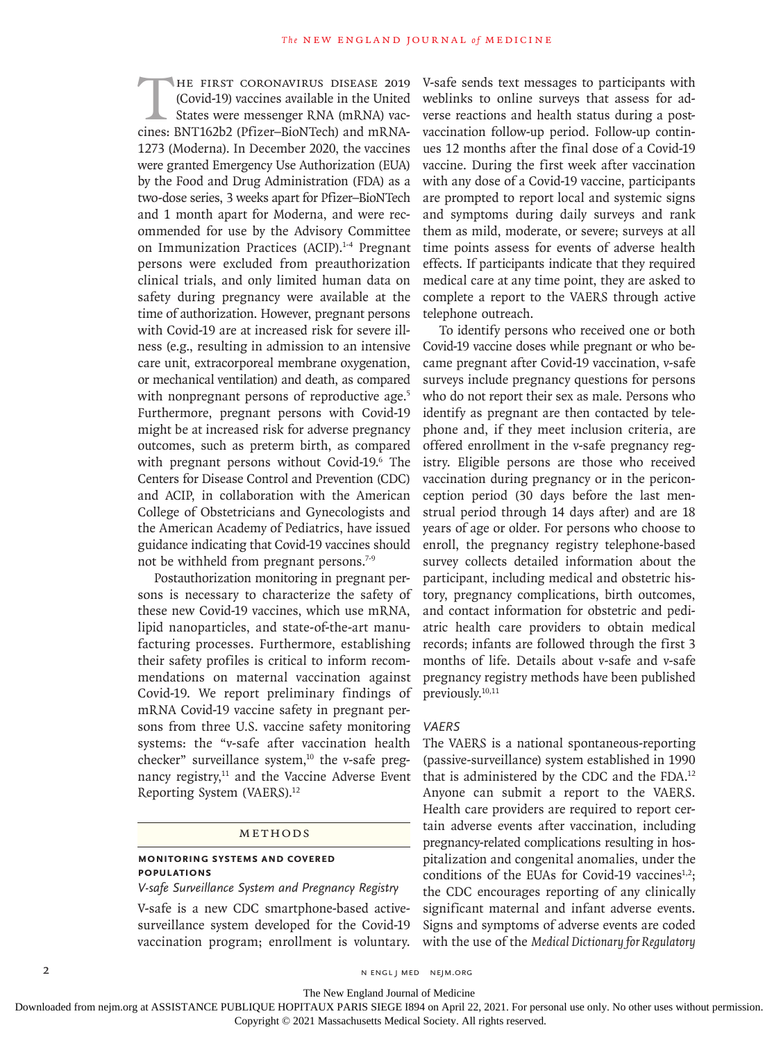The first coronavirus disease 2019 (Covid-19) vaccines available in the United States were messenger RNA (mRNA) vaccines: BNT162b2 (Pfizer–BioNTech) and mRNA-1273 (Moderna). In December 2020, the vaccines were granted Emergency Use Authorization (EUA) by the Food and Drug Administration (FDA) as a two-dose series, 3 weeks apart for Pfizer–BioNTech and 1 month apart for Moderna, and were recommended for use by the Advisory Committee on Immunization Practices (ACIP).[1-4] Pregnant persons were excluded from preauthorization clinical trials, and only limited human data on safety during pregnancy were available at the time of authorization. However, pregnant persons with Covid-19 are at increased risk for severe illness (e.g., resulting in admission to an intensive care unit, extracorporeal membrane oxygenation, or mechanical ventilation) and death, as compared with nonpregnant persons of reproductive age.[5] Furthermore, pregnant persons with Covid-19 might be at increased risk for adverse pregnancy outcomes, such as preterm birth, as compared with pregnant persons without Covid-19.[6] The Centers for Disease Control and Prevention (CDC) and ACIP, in collaboration with the American College of Obstetricians and Gynecologists and the American Academy of Pediatrics, have issued guidance indicating that Covid-19 vaccines should not be withheld from pregnant persons.[7-9]

Postauthorization monitoring in pregnant persons is necessary to characterize the safety of these new Covid-19 vaccines, which use mRNA, lipid nanoparticles, and state-of-the-art manufacturing processes. Furthermore, establishing their safety profiles is critical to inform recommendations on maternal vaccination against Covid-19. We report preliminary findings of mRNA Covid-19 vaccine safety in pregnant persons from three U.S. vaccine safety monitoring systems: the "v-safe after vaccination health checker" surveillance system,[10] the v-safe pregnancy registry,[11] and the Vaccine Adverse Event Reporting System (VAERS).[12]

## Methods

### Monitoring Systems and Covered Populations

*V-safe Surveillance System and Pregnancy Registry*

V-safe is a new CDC smartphone-based active-surveillance system developed for the Covid-19 vaccination program; enrollment is voluntary. V-safe sends text messages to participants with weblinks to online surveys that assess for adverse reactions and health status during a postvaccination follow-up period. Follow-up continues 12 months after the final dose of a Covid-19 vaccine. During the first week after vaccination with any dose of a Covid-19 vaccine, participants are prompted to report local and systemic signs and symptoms during daily surveys and rank them as mild, moderate, or severe; surveys at all time points assess for events of adverse health effects. If participants indicate that they required medical care at any time point, they are asked to complete a report to the VAERS through active telephone outreach.

To identify persons who received one or both Covid-19 vaccine doses while pregnant or who became pregnant after Covid-19 vaccination, v-safe surveys include pregnancy questions for persons who do not report their sex as male. Persons who identify as pregnant are then contacted by telephone and, if they meet inclusion criteria, are offered enrollment in the v-safe pregnancy registry. Eligible persons are those who received vaccination during pregnancy or in the periconception period (30 days before the last menstrual period through 14 days after) and are 18 years of age or older. For persons who choose to enroll, the pregnancy registry telephone-based survey collects detailed information about the participant, including medical and obstetric history, pregnancy complications, birth outcomes, and contact information for obstetric and pediatric health care providers to obtain medical records; infants are followed through the first 3 months of life. Details about v-safe and v-safe pregnancy registry methods have been published previously.[10,11]

*VAERS*

The VAERS is a national spontaneous-reporting (passive-surveillance) system established in 1990 that is administered by the CDC and the FDA.[12] Anyone can submit a report to the VAERS. Health care providers are required to report certain adverse events after vaccination, including pregnancy-related complications resulting in hospitalization and congenital anomalies, under the conditions of the EUAs for Covid-19 vaccines[1,2]; the CDC encourages reporting of any clinically significant maternal and infant adverse events. Signs and symptoms of adverse events are coded with the use of the *Medical Dictionary for Regulatory*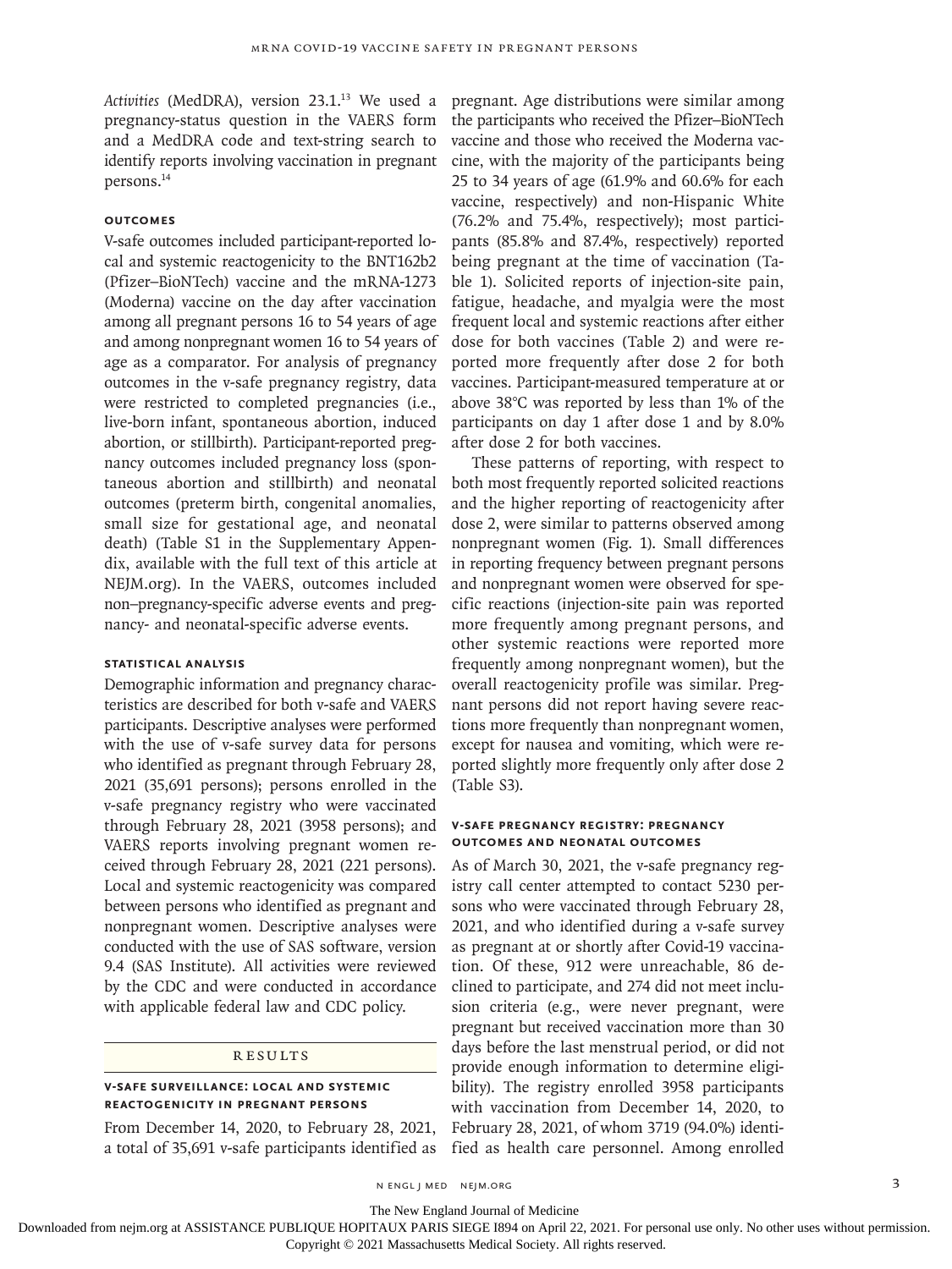*Activities* (MedDRA), version 23.1.[13] We used a pregnancy-status question in the VAERS form and a MedDRA code and text-string search to identify reports involving vaccination in pregnant persons.[14]

### Outcomes

V-safe outcomes included participant-reported local and systemic reactogenicity to the BNT162b2 (Pfizer–BioNTech) vaccine and the mRNA-1273 (Moderna) vaccine on the day after vaccination among all pregnant persons 16 to 54 years of age and among nonpregnant women 16 to 54 years of age as a comparator. For analysis of pregnancy outcomes in the v-safe pregnancy registry, data were restricted to completed pregnancies (i.e., live-born infant, spontaneous abortion, induced abortion, or stillbirth). Participant-reported pregnancy outcomes included pregnancy loss (spontaneous abortion and stillbirth) and neonatal outcomes (preterm birth, congenital anomalies, small size for gestational age, and neonatal death) (Table S1 in the Supplementary Appendix, available with the full text of this article at NEJM.org). In the VAERS, outcomes included non–pregnancy-specific adverse events and pregnancy- and neonatal-specific adverse events.

### Statistical Analysis

Demographic information and pregnancy characteristics are described for both v-safe and VAERS participants. Descriptive analyses were performed with the use of v-safe survey data for persons who identified as pregnant through February 28, 2021 (35,691 persons); persons enrolled in the v-safe pregnancy registry who were vaccinated through February 28, 2021 (3958 persons); and VAERS reports involving pregnant women received through February 28, 2021 (221 persons). Local and systemic reactogenicity was compared between persons who identified as pregnant and nonpregnant women. Descriptive analyses were conducted with the use of SAS software, version 9.4 (SAS Institute). All activities were reviewed by the CDC and were conducted in accordance with applicable federal law and CDC policy.

## Results

### V-safe Surveillance: Local and Systemic Reactogenicity in Pregnant Persons

From December 14, 2020, to February 28, 2021, a total of 35,691 v-safe participants identified as pregnant. Age distributions were similar among the participants who received the Pfizer–BioNTech vaccine and those who received the Moderna vaccine, with the majority of the participants being 25 to 34 years of age (61.9% and 60.6% for each vaccine, respectively) and non-Hispanic White (76.2% and 75.4%, respectively); most participants (85.8% and 87.4%, respectively) reported being pregnant at the time of vaccination (Table 1). Solicited reports of injection-site pain, fatigue, headache, and myalgia were the most frequent local and systemic reactions after either dose for both vaccines (Table 2) and were reported more frequently after dose 2 for both vaccines. Participant-measured temperature at or above 38°C was reported by less than 1% of the participants on day 1 after dose 1 and by 8.0% after dose 2 for both vaccines.

These patterns of reporting, with respect to both most frequently reported solicited reactions and the higher reporting of reactogenicity after dose 2, were similar to patterns observed among nonpregnant women (Fig. 1). Small differences in reporting frequency between pregnant persons and nonpregnant women were observed for specific reactions (injection-site pain was reported more frequently among pregnant persons, and other systemic reactions were reported more frequently among nonpregnant women), but the overall reactogenicity profile was similar. Pregnant persons did not report having severe reactions more frequently than nonpregnant women, except for nausea and vomiting, which were reported slightly more frequently only after dose 2 (Table S3).

### V-safe Pregnancy Registry: Pregnancy Outcomes and Neonatal Outcomes

As of March 30, 2021, the v-safe pregnancy registry call center attempted to contact 5230 persons who were vaccinated through February 28, 2021, and who identified during a v-safe survey as pregnant at or shortly after Covid-19 vaccination. Of these, 912 were unreachable, 86 declined to participate, and 274 did not meet inclusion criteria (e.g., were never pregnant, were pregnant but received vaccination more than 30 days before the last menstrual period, or did not provide enough information to determine eligibility). The registry enrolled 3958 participants with vaccination from December 14, 2020, to February 28, 2021, of whom 3719 (94.0%) identified as health care personnel. Among enrolled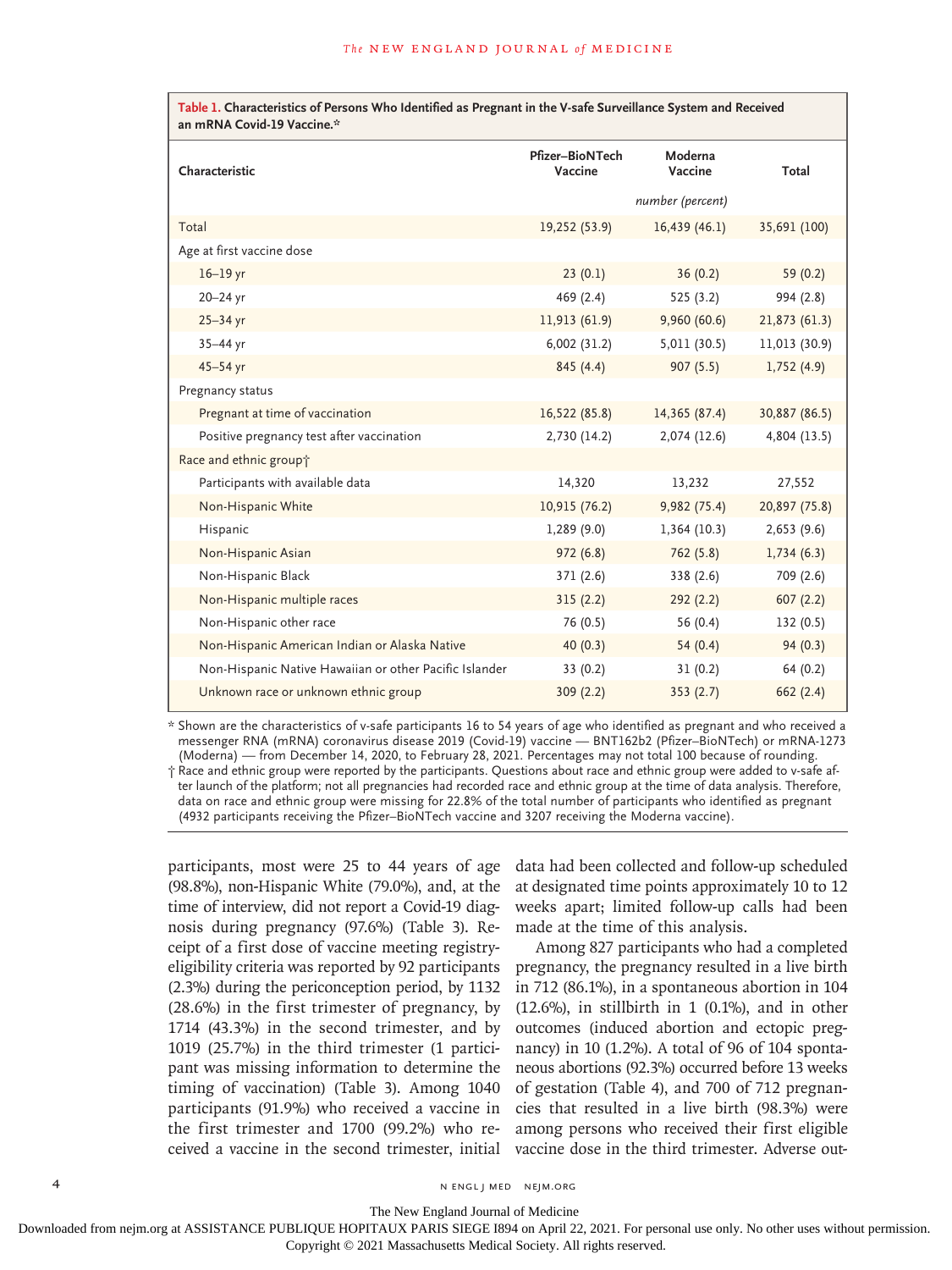**Table 1. Characteristics of Persons Who Identified as Pregnant in the V-safe Surveillance System and Received an mRNA Covid-19 Vaccine.***

| Characteristic | Pfizer–BioNTech Vaccine | Moderna Vaccine | Total |
|---|---|---|---|
| | | *number (percent)* | |
| Total | 19,252 (53.9) | 16,439 (46.1) | 35,691 (100) |
| Age at first vaccine dose | | | |
| 16–19 yr | 23 (0.1) | 36 (0.2) | 59 (0.2) |
| 20–24 yr | 469 (2.4) | 525 (3.2) | 994 (2.8) |
| 25–34 yr | 11,913 (61.9) | 9,960 (60.6) | 21,873 (61.3) |
| 35–44 yr | 6,002 (31.2) | 5,011 (30.5) | 11,013 (30.9) |
| 45–54 yr | 845 (4.4) | 907 (5.5) | 1,752 (4.9) |
| Pregnancy status | | | |
| Pregnant at time of vaccination | 16,522 (85.8) | 14,365 (87.4) | 30,887 (86.5) |
| Positive pregnancy test after vaccination | 2,730 (14.2) | 2,074 (12.6) | 4,804 (13.5) |
| Race and ethnic group† | | | |
| Participants with available data | 14,320 | 13,232 | 27,552 |
| Non-Hispanic White | 10,915 (76.2) | 9,982 (75.4) | 20,897 (75.8) |
| Hispanic | 1,289 (9.0) | 1,364 (10.3) | 2,653 (9.6) |
| Non-Hispanic Asian | 972 (6.8) | 762 (5.8) | 1,734 (6.3) |
| Non-Hispanic Black | 371 (2.6) | 338 (2.6) | 709 (2.6) |
| Non-Hispanic multiple races | 315 (2.2) | 292 (2.2) | 607 (2.2) |
| Non-Hispanic other race | 76 (0.5) | 56 (0.4) | 132 (0.5) |
| Non-Hispanic American Indian or Alaska Native | 40 (0.3) | 54 (0.4) | 94 (0.3) |
| Non-Hispanic Native Hawaiian or other Pacific Islander | 33 (0.2) | 31 (0.2) | 64 (0.2) |
| Unknown race or unknown ethnic group | 309 (2.2) | 353 (2.7) | 662 (2.4) |

\* Shown are the characteristics of v-safe participants 16 to 54 years of age who identified as pregnant and who received a messenger RNA (mRNA) coronavirus disease 2019 (Covid-19) vaccine — BNT162b2 (Pfizer–BioNTech) or mRNA-1273 (Moderna) — from December 14, 2020, to February 28, 2021. Percentages may not total 100 because of rounding.

† Race and ethnic group were reported by the participants. Questions about race and ethnic group were added to v-safe after launch of the platform; not all pregnancies had recorded race and ethnic group at the time of data analysis. Therefore, data on race and ethnic group were missing for 22.8% of the total number of participants who identified as pregnant (4932 participants receiving the Pfizer–BioNTech vaccine and 3207 receiving the Moderna vaccine).

participants, most were 25 to 44 years of age (98.8%), non-Hispanic White (79.0%), and, at the time of interview, did not report a Covid-19 diagnosis during pregnancy (97.6%) (Table 3). Receipt of a first dose of vaccine meeting registry-eligibility criteria was reported by 92 participants (2.3%) during the periconception period, by 1132 (28.6%) in the first trimester of pregnancy, by 1714 (43.3%) in the second trimester, and by 1019 (25.7%) in the third trimester (1 participant was missing information to determine the timing of vaccination) (Table 3). Among 1040 participants (91.9%) who received a vaccine in the first trimester and 1700 (99.2%) who received a vaccine in the second trimester, initial data had been collected and follow-up scheduled at designated time points approximately 10 to 12 weeks apart; limited follow-up calls had been made at the time of this analysis.

Among 827 participants who had a completed pregnancy, the pregnancy resulted in a live birth in 712 (86.1%), in a spontaneous abortion in 104 (12.6%), in stillbirth in 1 (0.1%), and in other outcomes (induced abortion and ectopic pregnancy) in 10 (1.2%). A total of 96 of 104 spontaneous abortions (92.3%) occurred before 13 weeks of gestation (Table 4), and 700 of 712 pregnancies that resulted in a live birth (98.3%) were among persons who received their first eligible vaccine dose in the third trimester. Adverse out-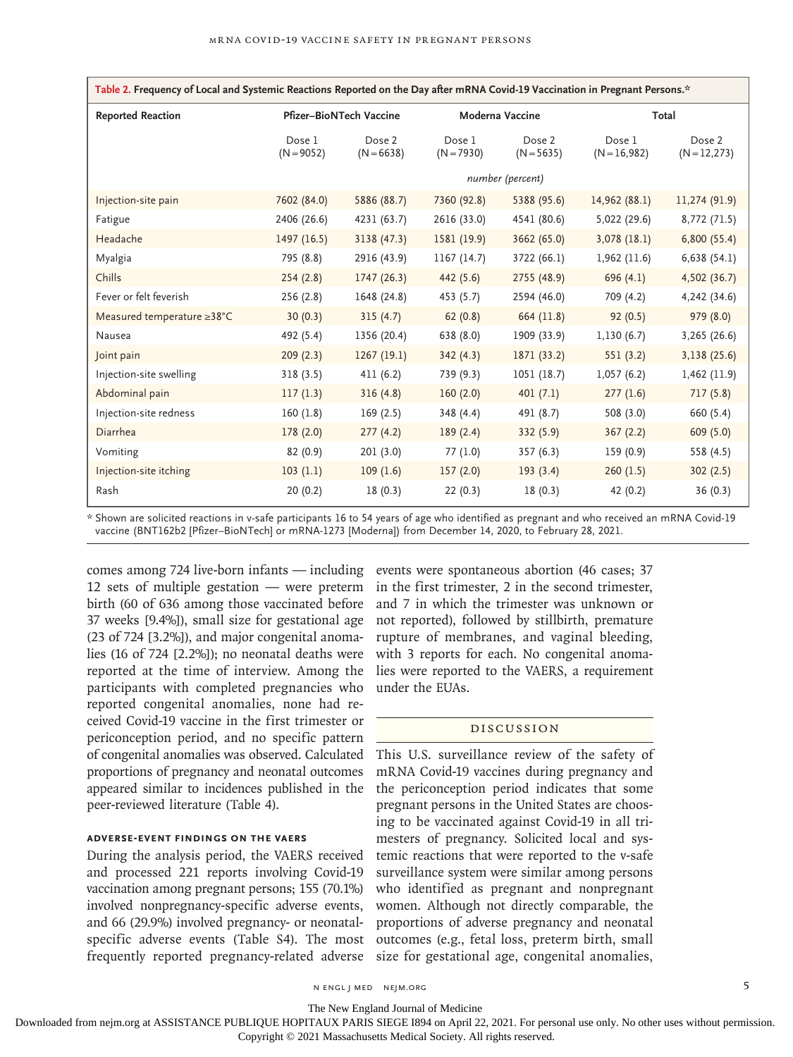**Table 2. Frequency of Local and Systemic Reactions Reported on the Day after mRNA Covid-19 Vaccination in Pregnant Persons.***

| Reported Reaction | Pfizer–BioNTech Vaccine | | Moderna Vaccine | | Total | |
|---|---|---|---|---|---|---|
| | Dose 1 (N=9052) | Dose 2 (N=6638) | Dose 1 (N=7930) | Dose 2 (N=5635) | Dose 1 (N=16,982) | Dose 2 (N=12,273) |
| | *number (percent)* | | | | | |
| Injection-site pain | 7602 (84.0) | 5886 (88.7) | 7360 (92.8) | 5388 (95.6) | 14,962 (88.1) | 11,274 (91.9) |
| Fatigue | 2406 (26.6) | 4231 (63.7) | 2616 (33.0) | 4541 (80.6) | 5,022 (29.6) | 8,772 (71.5) |
| Headache | 1497 (16.5) | 3138 (47.3) | 1581 (19.9) | 3662 (65.0) | 3,078 (18.1) | 6,800 (55.4) |
| Myalgia | 795 (8.8) | 2916 (43.9) | 1167 (14.7) | 3722 (66.1) | 1,962 (11.6) | 6,638 (54.1) |
| Chills | 254 (2.8) | 1747 (26.3) | 442 (5.6) | 2755 (48.9) | 696 (4.1) | 4,502 (36.7) |
| Fever or felt feverish | 256 (2.8) | 1648 (24.8) | 453 (5.7) | 2594 (46.0) | 709 (4.2) | 4,242 (34.6) |
| Measured temperature ≥38°C | 30 (0.3) | 315 (4.7) | 62 (0.8) | 664 (11.8) | 92 (0.5) | 979 (8.0) |
| Nausea | 492 (5.4) | 1356 (20.4) | 638 (8.0) | 1909 (33.9) | 1,130 (6.7) | 3,265 (26.6) |
| Joint pain | 209 (2.3) | 1267 (19.1) | 342 (4.3) | 1871 (33.2) | 551 (3.2) | 3,138 (25.6) |
| Injection-site swelling | 318 (3.5) | 411 (6.2) | 739 (9.3) | 1051 (18.7) | 1,057 (6.2) | 1,462 (11.9) |
| Abdominal pain | 117 (1.3) | 316 (4.8) | 160 (2.0) | 401 (7.1) | 277 (1.6) | 717 (5.8) |
| Injection-site redness | 160 (1.8) | 169 (2.5) | 348 (4.4) | 491 (8.7) | 508 (3.0) | 660 (5.4) |
| Diarrhea | 178 (2.0) | 277 (4.2) | 189 (2.4) | 332 (5.9) | 367 (2.2) | 609 (5.0) |
| Vomiting | 82 (0.9) | 201 (3.0) | 77 (1.0) | 357 (6.3) | 159 (0.9) | 558 (4.5) |
| Injection-site itching | 103 (1.1) | 109 (1.6) | 157 (2.0) | 193 (3.4) | 260 (1.5) | 302 (2.5) |
| Rash | 20 (0.2) | 18 (0.3) | 22 (0.3) | 18 (0.3) | 42 (0.2) | 36 (0.3) |

* Shown are solicited reactions in v-safe participants 16 to 54 years of age who identified as pregnant and who received an mRNA Covid-19 vaccine (BNT162b2 [Pfizer–BioNTech] or mRNA-1273 [Moderna]) from December 14, 2020, to February 28, 2021.

comes among 724 live-born infants — including 12 sets of multiple gestation — were preterm birth (60 of 636 among those vaccinated before 37 weeks [9.4%]), small size for gestational age (23 of 724 [3.2%]), and major congenital anomalies (16 of 724 [2.2%]); no neonatal deaths were reported at the time of interview. Among the participants with completed pregnancies who reported congenital anomalies, none had received Covid-19 vaccine in the first trimester or periconception period, and no specific pattern of congenital anomalies was observed. Calculated proportions of pregnancy and neonatal outcomes appeared similar to incidences published in the peer-reviewed literature (Table 4).

### Adverse-Event Findings on the VAERS

During the analysis period, the VAERS received and processed 221 reports involving Covid-19 vaccination among pregnant persons; 155 (70.1%) involved nonpregnancy-specific adverse events, and 66 (29.9%) involved pregnancy- or neonatal-specific adverse events (Table S4). The most frequently reported pregnancy-related adverse events were spontaneous abortion (46 cases; 37 in the first trimester, 2 in the second trimester, and 7 in which the trimester was unknown or not reported), followed by stillbirth, premature rupture of membranes, and vaginal bleeding, with 3 reports for each. No congenital anomalies were reported to the VAERS, a requirement under the EUAs.

## Discussion

This U.S. surveillance review of the safety of mRNA Covid-19 vaccines during pregnancy and the periconception period indicates that some pregnant persons in the United States are choosing to be vaccinated against Covid-19 in all trimesters of pregnancy. Solicited local and systemic reactions that were reported to the v-safe surveillance system were similar among persons who identified as pregnant and nonpregnant women. Although not directly comparable, the proportions of adverse pregnancy and neonatal outcomes (e.g., fetal loss, preterm birth, small size for gestational age, congenital anomalies,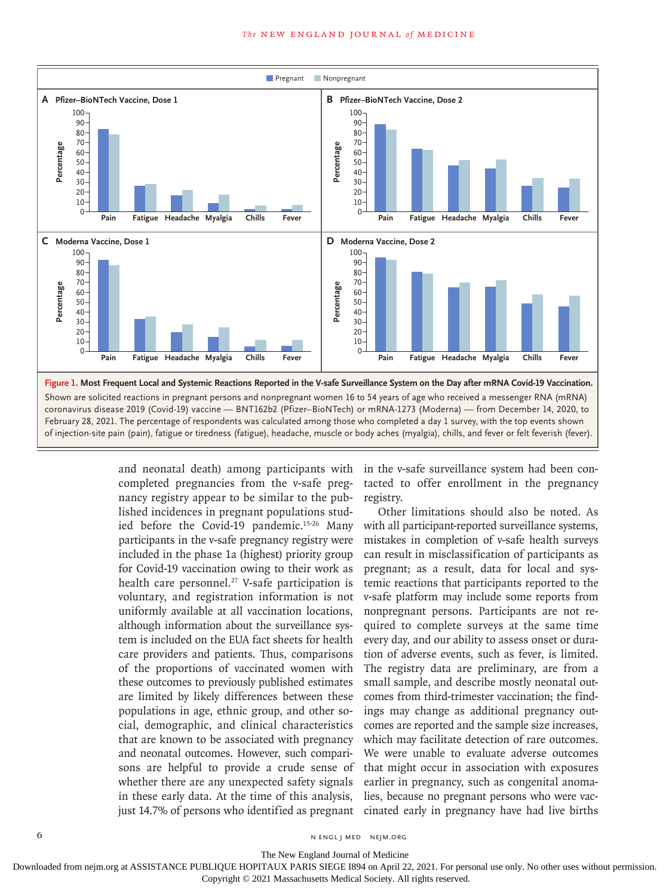**Figure 1. Most Frequent Local and Systemic Reactions Reported in the V-safe Surveillance System on the Day after mRNA Covid-19 Vaccination.**

Shown are solicited reactions in pregnant persons and nonpregnant women 16 to 54 years of age who received a messenger RNA (mRNA) coronavirus disease 2019 (Covid-19) vaccine — BNT162b2 (Pfizer–BioNTech) or mRNA-1273 (Moderna) — from December 14, 2020, to February 28, 2021. The percentage of respondents was calculated among those who completed a day 1 survey, with the top events shown of injection-site pain (pain), fatigue or tiredness (fatigue), headache, muscle or body aches (myalgia), chills, and fever or felt feverish (fever).

and neonatal death) among participants with completed pregnancies from the v-safe pregnancy registry appear to be similar to the published incidences in pregnant populations studied before the Covid-19 pandemic.[15-26] Many participants in the v-safe pregnancy registry were included in the phase 1a (highest) priority group for Covid-19 vaccination owing to their work as health care personnel.[27] V-safe participation is voluntary, and registration information is not uniformly available at all vaccination locations, although information about the surveillance system is included on the EUA fact sheets for health care providers and patients. Thus, comparisons of the proportions of vaccinated women with these outcomes to previously published estimates are limited by likely differences between these populations in age, ethnic group, and other social, demographic, and clinical characteristics that are known to be associated with pregnancy and neonatal outcomes. However, such comparisons are helpful to provide a crude sense of whether there are any unexpected safety signals in these early data. At the time of this analysis, just 14.7% of persons who identified as pregnant in the v-safe surveillance system had been contacted to offer enrollment in the pregnancy registry.

Other limitations should also be noted. As with all participant-reported surveillance systems, mistakes in completion of v-safe health surveys can result in misclassification of participants as pregnant; as a result, data for local and systemic reactions that participants reported to the v-safe platform may include some reports from nonpregnant persons. Participants are not required to complete surveys at the same time every day, and our ability to assess onset or duration of adverse events, such as fever, is limited. The registry data are preliminary, are from a small sample, and describe mostly neonatal outcomes from third-trimester vaccination; the findings may change as additional pregnancy outcomes are reported and the sample size increases, which may facilitate detection of rare outcomes. We were unable to evaluate adverse outcomes that might occur in association with exposures earlier in pregnancy, such as congenital anomalies, because no pregnant persons who were vaccinated early in pregnancy have had live births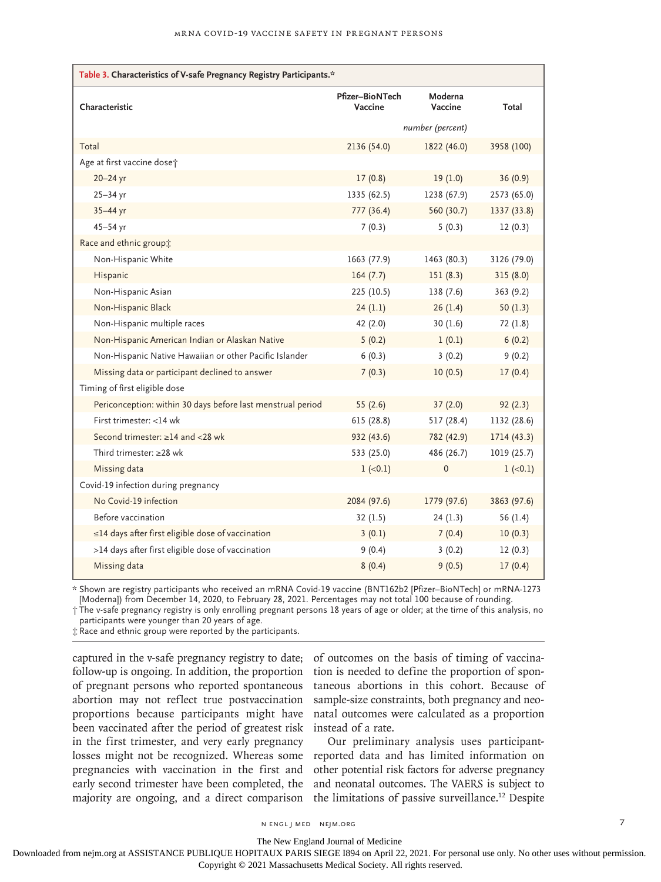**Table 3. Characteristics of V-safe Pregnancy Registry Participants.***

| Characteristic | Pfizer–BioNTech Vaccine | Moderna Vaccine | Total |
|---|---|---|---|
| | | *number (percent)* | |
| Total | 2136 (54.0) | 1822 (46.0) | 3958 (100) |
| Age at first vaccine dose† | | | |
| 20–24 yr | 17 (0.8) | 19 (1.0) | 36 (0.9) |
| 25–34 yr | 1335 (62.5) | 1238 (67.9) | 2573 (65.0) |
| 35–44 yr | 777 (36.4) | 560 (30.7) | 1337 (33.8) |
| 45–54 yr | 7 (0.3) | 5 (0.3) | 12 (0.3) |
| Race and ethnic group‡ | | | |
| Non-Hispanic White | 1663 (77.9) | 1463 (80.3) | 3126 (79.0) |
| Hispanic | 164 (7.7) | 151 (8.3) | 315 (8.0) |
| Non-Hispanic Asian | 225 (10.5) | 138 (7.6) | 363 (9.2) |
| Non-Hispanic Black | 24 (1.1) | 26 (1.4) | 50 (1.3) |
| Non-Hispanic multiple races | 42 (2.0) | 30 (1.6) | 72 (1.8) |
| Non-Hispanic American Indian or Alaskan Native | 5 (0.2) | 1 (0.1) | 6 (0.2) |
| Non-Hispanic Native Hawaiian or other Pacific Islander | 6 (0.3) | 3 (0.2) | 9 (0.2) |
| Missing data or participant declined to answer | 7 (0.3) | 10 (0.5) | 17 (0.4) |
| Timing of first eligible dose | | | |
| Periconception: within 30 days before last menstrual period | 55 (2.6) | 37 (2.0) | 92 (2.3) |
| First trimester: <14 wk | 615 (28.8) | 517 (28.4) | 1132 (28.6) |
| Second trimester: ≥14 and <28 wk | 932 (43.6) | 782 (42.9) | 1714 (43.3) |
| Third trimester: ≥28 wk | 533 (25.0) | 486 (26.7) | 1019 (25.7) |
| Missing data | 1 (<0.1) | 0 | 1 (<0.1) |
| Covid-19 infection during pregnancy | | | |
| No Covid-19 infection | 2084 (97.6) | 1779 (97.6) | 3863 (97.6) |
| Before vaccination | 32 (1.5) | 24 (1.3) | 56 (1.4) |
| ≤14 days after first eligible dose of vaccination | 3 (0.1) | 7 (0.4) | 10 (0.3) |
| >14 days after first eligible dose of vaccination | 9 (0.4) | 3 (0.2) | 12 (0.3) |
| Missing data | 8 (0.4) | 9 (0.5) | 17 (0.4) |

\* Shown are registry participants who received an mRNA Covid-19 vaccine (BNT162b2 [Pfizer–BioNTech] or mRNA-1273 [Moderna]) from December 14, 2020, to February 28, 2021. Percentages may not total 100 because of rounding.

† The v-safe pregnancy registry is only enrolling pregnant persons 18 years of age or older; at the time of this analysis, no participants were younger than 20 years of age.

‡ Race and ethnic group were reported by the participants.

captured in the v-safe pregnancy registry to date; follow-up is ongoing. In addition, the proportion of pregnant persons who reported spontaneous abortion may not reflect true postvaccination proportions because participants might have been vaccinated after the period of greatest risk in the first trimester, and very early pregnancy losses might not be recognized. Whereas some pregnancies with vaccination in the first and early second trimester have been completed, the majority are ongoing, and a direct comparison of outcomes on the basis of timing of vaccination is needed to define the proportion of spontaneous abortions in this cohort. Because of sample-size constraints, both pregnancy and neonatal outcomes were calculated as a proportion instead of a rate.

Our preliminary analysis uses participant-reported data and has limited information on other potential risk factors for adverse pregnancy and neonatal outcomes. The VAERS is subject to the limitations of passive surveillance.[12] Despite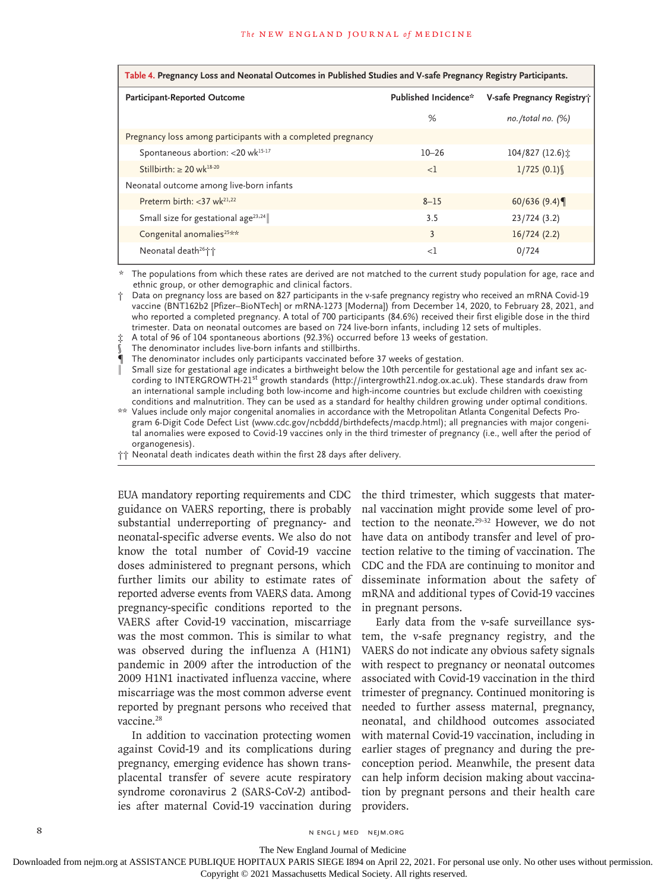**Table 4. Pregnancy Loss and Neonatal Outcomes in Published Studies and V-safe Pregnancy Registry Participants.**

| Participant-Reported Outcome | Published Incidence* | V-safe Pregnancy Registry† |
|---|---|---|
| | % | no./total no. (%) |
| Pregnancy loss among participants with a completed pregnancy | | |
| Spontaneous abortion: <20 wk[15-17] | 10–26 | 104/827 (12.6)‡ |
| Stillbirth: ≥ 20 wk[18-20] | <1 | 1/725 (0.1)§ |
| Neonatal outcome among live-born infants | | |
| Preterm birth: <37 wk[21,22] | 8–15 | 60/636 (9.4)¶ |
| Small size for gestational age[23,24]‖ | 3.5 | 23/724 (3.2) |
| Congenital anomalies[25]** | 3 | 16/724 (2.2) |
| Neonatal death[26]†† | <1 | 0/724 |

\* The populations from which these rates are derived are not matched to the current study population for age, race and ethnic group, or other demographic and clinical factors.

† Data on pregnancy loss are based on 827 participants in the v-safe pregnancy registry who received an mRNA Covid-19 vaccine (BNT162b2 [Pfizer–BioNTech] or mRNA-1273 [Moderna]) from December 14, 2020, to February 28, 2021, and who reported a completed pregnancy. A total of 700 participants (84.6%) received their first eligible dose in the third trimester. Data on neonatal outcomes are based on 724 live-born infants, including 12 sets of multiples.

‡ A total of 96 of 104 spontaneous abortions (92.3%) occurred before 13 weeks of gestation.

§ The denominator includes live-born infants and stillbirths.

¶ The denominator includes only participants vaccinated before 37 weeks of gestation.

‖ Small size for gestational age indicates a birthweight below the 10th percentile for gestational age and infant sex according to INTERGROWTH-21st growth standards (http://intergrowth21.ndog.ox.ac.uk). These standards draw from an international sample including both low-income and high-income countries but exclude children with coexisting conditions and malnutrition. They can be used as a standard for healthy children growing under optimal conditions.

** Values include only major congenital anomalies in accordance with the Metropolitan Atlanta Congenital Defects Program 6-Digit Code Defect List (www.cdc.gov/ncbddd/birthdefects/macdp.html); all pregnancies with major congenital anomalies were exposed to Covid-19 vaccines only in the third trimester of pregnancy (i.e., well after the period of organogenesis).

†† Neonatal death indicates death within the first 28 days after delivery.

EUA mandatory reporting requirements and CDC guidance on VAERS reporting, there is probably substantial underreporting of pregnancy- and neonatal-specific adverse events. We also do not know the total number of Covid-19 vaccine doses administered to pregnant persons, which further limits our ability to estimate rates of reported adverse events from VAERS data. Among pregnancy-specific conditions reported to the VAERS after Covid-19 vaccination, miscarriage was the most common. This is similar to what was observed during the influenza A (H1N1) pandemic in 2009 after the introduction of the 2009 H1N1 inactivated influenza vaccine, where miscarriage was the most common adverse event reported by pregnant persons who received that vaccine.[28]

In addition to vaccination protecting women against Covid-19 and its complications during pregnancy, emerging evidence has shown transplacental transfer of severe acute respiratory syndrome coronavirus 2 (SARS-CoV-2) antibodies after maternal Covid-19 vaccination during the third trimester, which suggests that maternal vaccination might provide some level of protection to the neonate.[29-32] However, we do not have data on antibody transfer and level of protection relative to the timing of vaccination. The CDC and the FDA are continuing to monitor and disseminate information about the safety of mRNA and additional types of Covid-19 vaccines in pregnant persons.

Early data from the v-safe surveillance system, the v-safe pregnancy registry, and the VAERS do not indicate any obvious safety signals with respect to pregnancy or neonatal outcomes associated with Covid-19 vaccination in the third trimester of pregnancy. Continued monitoring is needed to further assess maternal, pregnancy, neonatal, and childhood outcomes associated with maternal Covid-19 vaccination, including in earlier stages of pregnancy and during the preconception period. Meanwhile, the present data can help inform decision making about vaccination by pregnant persons and their health care providers.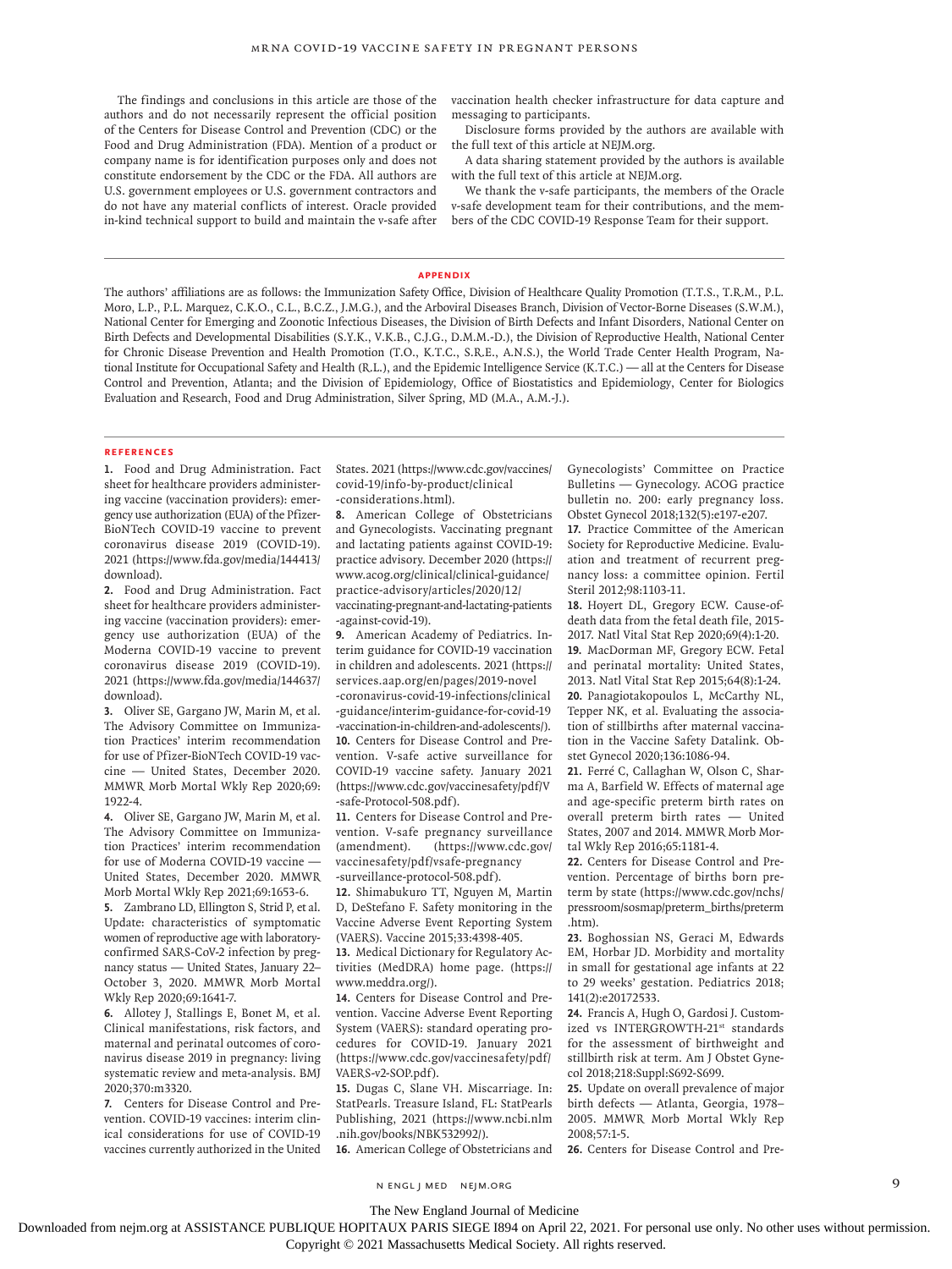The findings and conclusions in this article are those of the authors and do not necessarily represent the official position of the Centers for Disease Control and Prevention (CDC) or the Food and Drug Administration (FDA). Mention of a product or company name is for identification purposes only and does not constitute endorsement by the CDC or the FDA. All authors are U.S. government employees or U.S. government contractors and do not have any material conflicts of interest. Oracle provided in-kind technical support to build and maintain the v-safe after vaccination health checker infrastructure for data capture and messaging to participants.

Disclosure forms provided by the authors are available with the full text of this article at NEJM.org.

A data sharing statement provided by the authors is available with the full text of this article at NEJM.org.

We thank the v-safe participants, the members of the Oracle v-safe development team for their contributions, and the members of the CDC COVID-19 Response Team for their support.

## APPENDIX

The authors' affiliations are as follows: the Immunization Safety Office, Division of Healthcare Quality Promotion (T.T.S., T.R.M., P.L. Moro, L.P., P.L. Marquez, C.K.O., C.L., B.C.Z., J.M.G.), and the Arboviral Diseases Branch, Division of Vector-Borne Diseases (S.W.M.), National Center for Emerging and Zoonotic Infectious Diseases, the Division of Birth Defects and Infant Disorders, National Center on Birth Defects and Developmental Disabilities (S.Y.K., V.K.B., C.J.G., D.M.M.-D.), the Division of Reproductive Health, National Center for Chronic Disease Prevention and Health Promotion (T.O., K.T.C., S.R.E., A.N.S.), the World Trade Center Health Program, National Institute for Occupational Safety and Health (R.L.), and the Epidemic Intelligence Service (K.T.C.) — all at the Centers for Disease Control and Prevention, Atlanta; and the Division of Epidemiology, Office of Biostatistics and Epidemiology, Center for Biologics Evaluation and Research, Food and Drug Administration, Silver Spring, MD (M.A., A.M.-J.).

## REFERENCES

1. Food and Drug Administration. Fact sheet for healthcare providers administering vaccine (vaccination providers): emergency use authorization (EUA) of the Pfizer-BioNTech COVID-19 vaccine to prevent coronavirus disease 2019 (COVID-19). 2021 (https://www.fda.gov/media/144413/download).
2. Food and Drug Administration. Fact sheet for healthcare providers administering vaccine (vaccination providers): emergency use authorization (EUA) of the Moderna COVID-19 vaccine to prevent coronavirus disease 2019 (COVID-19). 2021 (https://www.fda.gov/media/144637/download).
3. Oliver SE, Gargano JW, Marin M, et al. The Advisory Committee on Immunization Practices' interim recommendation for use of Pfizer-BioNTech COVID-19 vaccine — United States, December 2020. MMWR Morb Mortal Wkly Rep 2020;69:1922-4.
4. Oliver SE, Gargano JW, Marin M, et al. The Advisory Committee on Immunization Practices' interim recommendation for use of Moderna COVID-19 vaccine — United States, December 2020. MMWR Morb Mortal Wkly Rep 2021;69:1653-6.
5. Zambrano LD, Ellington S, Strid P, et al. Update: characteristics of symptomatic women of reproductive age with laboratory-confirmed SARS-CoV-2 infection by pregnancy status — United States, January 22–October 3, 2020. MMWR Morb Mortal Wkly Rep 2020;69:1641-7.
6. Allotey J, Stallings E, Bonet M, et al. Clinical manifestations, risk factors, and maternal and perinatal outcomes of coronavirus disease 2019 in pregnancy: living systematic review and meta-analysis. BMJ 2020;370:m3320.
7. Centers for Disease Control and Prevention. COVID-19 vaccines: interim clinical considerations for use of COVID-19 vaccines currently authorized in the United States. 2021 (https://www.cdc.gov/vaccines/covid-19/info-by-product/clinical-considerations.html).
8. American College of Obstetricians and Gynecologists. Vaccinating pregnant and lactating patients against COVID-19: practice advisory. December 2020 (https://www.acog.org/clinical/clinical-guidance/practice-advisory/articles/2020/12/vaccinating-pregnant-and-lactating-patients-against-covid-19).
9. American Academy of Pediatrics. Interim guidance for COVID-19 vaccination in children and adolescents. 2021 (https://services.aap.org/en/pages/2019-novel-coronavirus-covid-19-infections/clinical-guidance/interim-guidance-for-covid-19-vaccination-in-children-and-adolescents/).
10. Centers for Disease Control and Prevention. V-safe active surveillance for COVID-19 vaccine safety. January 2021 (https://www.cdc.gov/vaccinesafety/pdf/V-safe-Protocol-508.pdf).
11. Centers for Disease Control and Prevention. V-safe pregnancy surveillance (amendment). (https://www.cdc.gov/vaccinesafety/pdf/vsafe-pregnancy-surveillance-protocol-508.pdf).
12. Shimabukuro TT, Nguyen M, Martin D, DeStefano F. Safety monitoring in the Vaccine Adverse Event Reporting System (VAERS). Vaccine 2015;33:4398-405.
13. Medical Dictionary for Regulatory Activities (MedDRA) home page. (https://www.meddra.org/).
14. Centers for Disease Control and Prevention. Vaccine Adverse Event Reporting System (VAERS): standard operating procedures for COVID-19. January 2021 (https://www.cdc.gov/vaccinesafety/pdf/VAERS-v2-SOP.pdf).
15. Dugas C, Slane VH. Miscarriage. In: StatPearls. Treasure Island, FL: StatPearls Publishing, 2021 (https://www.ncbi.nlm.nih.gov/books/NBK532992/).
16. American College of Obstetricians and Gynecologists' Committee on Practice Bulletins — Gynecology. ACOG practice bulletin no. 200: early pregnancy loss. Obstet Gynecol 2018;132(5):e197-e207.
17. Practice Committee of the American Society for Reproductive Medicine. Evaluation and treatment of recurrent pregnancy loss: a committee opinion. Fertil Steril 2012;98:1103-11.
18. Hoyert DL, Gregory ECW. Cause-of-death data from the fetal death file, 2015-2017. Natl Vital Stat Rep 2020;69(4):1-20.
19. MacDorman MF, Gregory ECW. Fetal and perinatal mortality: United States, 2013. Natl Vital Stat Rep 2015;64(8):1-24.
20. Panagiotakopoulos L, McCarthy NL, Tepper NK, et al. Evaluating the association of stillbirths after maternal vaccination in the Vaccine Safety Datalink. Obstet Gynecol 2020;136:1086-94.
21. Ferré C, Callaghan W, Olson C, Sharma A, Barfield W. Effects of maternal age and age-specific preterm birth rates on overall preterm birth rates — United States, 2007 and 2014. MMWR Morb Mortal Wkly Rep 2016;65:1181-4.
22. Centers for Disease Control and Prevention. Percentage of births born preterm by state (https://www.cdc.gov/nchs/pressroom/sosmap/preterm_births/preterm.htm).
23. Boghossian NS, Geraci M, Edwards EM, Horbar JD. Morbidity and mortality in small for gestational age infants at 22 to 29 weeks' gestation. Pediatrics 2018;141(2):e20172533.
24. Francis A, Hugh O, Gardosi J. Customized vs INTERGROWTH-21st standards for the assessment of birthweight and stillbirth risk at term. Am J Obstet Gynecol 2018;218:Suppl:S692-S699.
25. Update on overall prevalence of major birth defects — Atlanta, Georgia, 1978–2005. MMWR Morb Mortal Wkly Rep 2008;57:1-5.
26. Centers for Disease Control and Pre-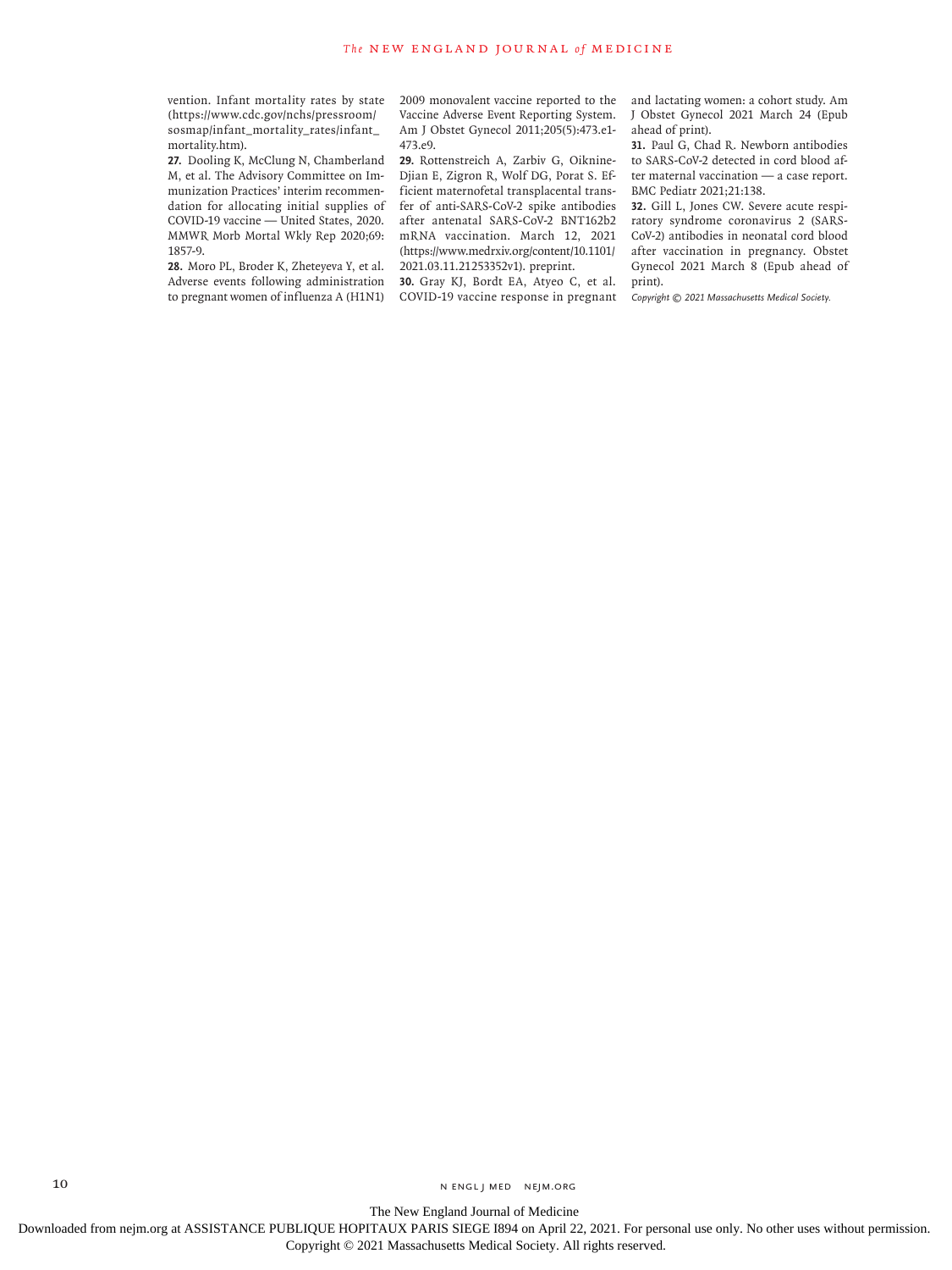vention. Infant mortality rates by state (https://www.cdc.gov/nchs/pressroom/sosmap/infant_mortality_rates/infant_mortality.htm).

**27.** Dooling K, McClung N, Chamberland M, et al. The Advisory Committee on Immunization Practices' interim recommendation for allocating initial supplies of COVID-19 vaccine — United States, 2020. MMWR Morb Mortal Wkly Rep 2020;69:1857-9.

**28.** Moro PL, Broder K, Zheteyeva Y, et al. Adverse events following administration to pregnant women of influenza A (H1N1) 2009 monovalent vaccine reported to the Vaccine Adverse Event Reporting System. Am J Obstet Gynecol 2011;205(5):473.e1-473.e9.

**29.** Rottenstreich A, Zarbiv G, Oiknine-Djian E, Zigron R, Wolf DG, Porat S. Efficient maternofetal transplacental transfer of anti-SARS-CoV-2 spike antibodies after antenatal SARS-CoV-2 BNT162b2 mRNA vaccination. March 12, 2021 (https://www.medrxiv.org/content/10.1101/2021.03.11.21253352v1). preprint.

**30.** Gray KJ, Bordt EA, Atyeo C, et al. COVID-19 vaccine response in pregnant and lactating women: a cohort study. Am J Obstet Gynecol 2021 March 24 (Epub ahead of print).

**31.** Paul G, Chad R. Newborn antibodies to SARS-CoV-2 detected in cord blood after maternal vaccination — a case report. BMC Pediatr 2021;21:138.

**32.** Gill L, Jones CW. Severe acute respiratory syndrome coronavirus 2 (SARS-CoV-2) antibodies in neonatal cord blood after vaccination in pregnancy. Obstet Gynecol 2021 March 8 (Epub ahead of print).

*Copyright © 2021 Massachusetts Medical Society.*